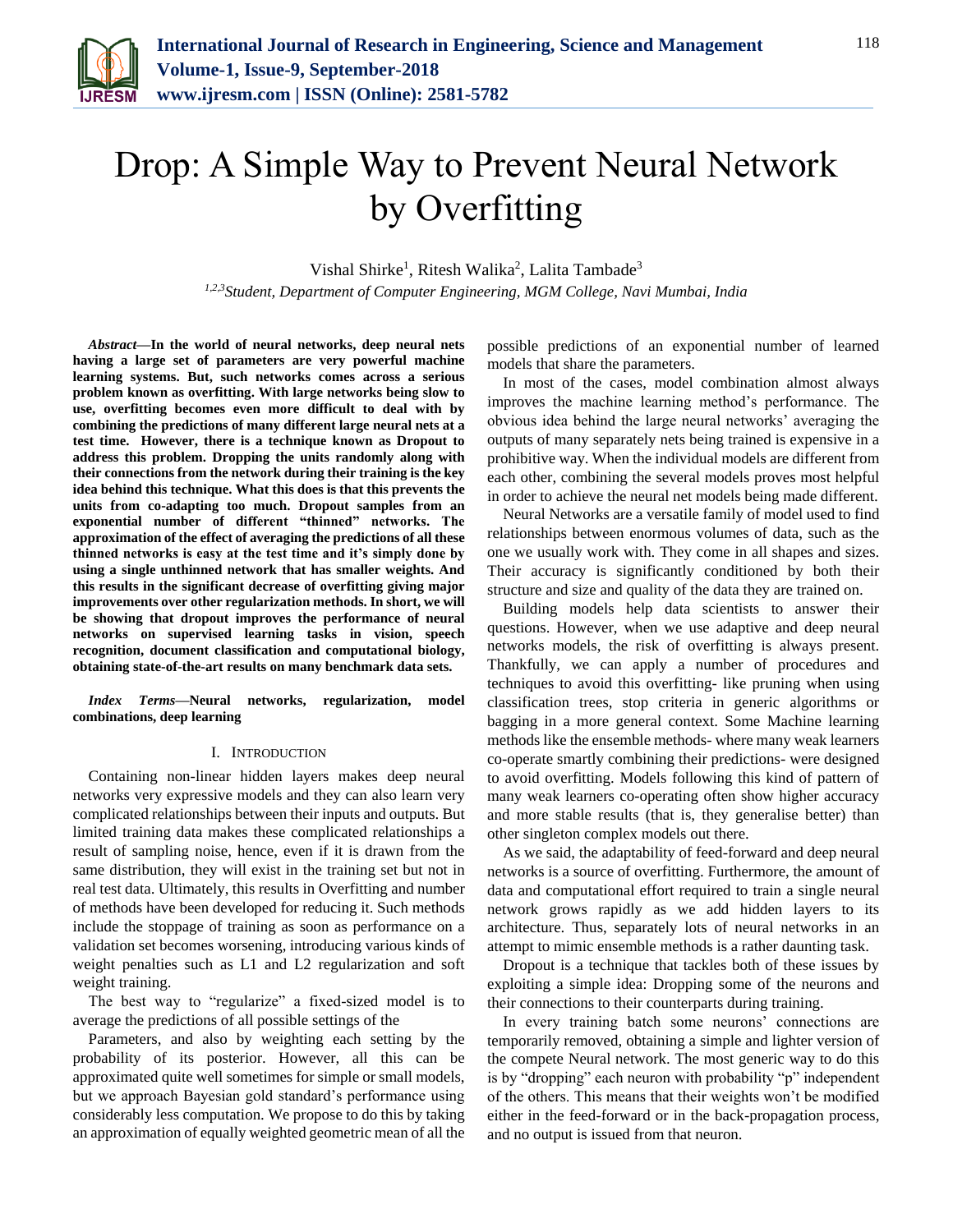# Drop: A Simple Way to Prevent Neural Network by Overfitting

Vishal Shirke[1], Ritesh Walika[2], Lalita Tambade[3]

*[1,2,3]Student, Department of Computer Engineering, MGM College, Navi Mumbai, India*

***Abstract*—In the world of neural networks, deep neural nets having a large set of parameters are very powerful machine learning systems. But, such networks comes across a serious problem known as overfitting. With large networks being slow to use, overfitting becomes even more difficult to deal with by combining the predictions of many different large neural nets at a test time. However, there is a technique known as Dropout to address this problem. Dropping the units randomly along with their connections from the network during their training is the key idea behind this technique. What this does is that this prevents the units from co-adapting too much. Dropout samples from an exponential number of different "thinned" networks. The approximation of the effect of averaging the predictions of all these thinned networks is easy at the test time and it's simply done by using a single unthinned network that has smaller weights. And this results in the significant decrease of overfitting giving major improvements over other regularization methods. In short, we will be showing that dropout improves the performance of neural networks on supervised learning tasks in vision, speech recognition, document classification and computational biology, obtaining state-of-the-art results on many benchmark data sets.**

***Index Terms*—Neural networks, regularization, model combinations, deep learning**

## I. Introduction

Containing non-linear hidden layers makes deep neural networks very expressive models and they can also learn very complicated relationships between their inputs and outputs. But limited training data makes these complicated relationships a result of sampling noise, hence, even if it is drawn from the same distribution, they will exist in the training set but not in real test data. Ultimately, this results in Overfitting and number of methods have been developed for reducing it. Such methods include the stoppage of training as soon as performance on a validation set becomes worsening, introducing various kinds of weight penalties such as L1 and L2 regularization and soft weight training.

The best way to "regularize" a fixed-sized model is to average the predictions of all possible settings of the

Parameters, and also by weighting each setting by the probability of its posterior. However, all this can be approximated quite well sometimes for simple or small models, but we approach Bayesian gold standard's performance using considerably less computation. We propose to do this by taking an approximation of equally weighted geometric mean of all the possible predictions of an exponential number of learned models that share the parameters.

In most of the cases, model combination almost always improves the machine learning method's performance. The obvious idea behind the large neural networks' averaging the outputs of many separately nets being trained is expensive in a prohibitive way. When the individual models are different from each other, combining the several models proves most helpful in order to achieve the neural net models being made different.

Neural Networks are a versatile family of model used to find relationships between enormous volumes of data, such as the one we usually work with. They come in all shapes and sizes. Their accuracy is significantly conditioned by both their structure and size and quality of the data they are trained on.

Building models help data scientists to answer their questions. However, when we use adaptive and deep neural networks models, the risk of overfitting is always present. Thankfully, we can apply a number of procedures and techniques to avoid this overfitting- like pruning when using classification trees, stop criteria in generic algorithms or bagging in a more general context. Some Machine learning methods like the ensemble methods- where many weak learners co-operate smartly combining their predictions- were designed to avoid overfitting. Models following this kind of pattern of many weak learners co-operating often show higher accuracy and more stable results (that is, they generalise better) than other singleton complex models out there.

As we said, the adaptability of feed-forward and deep neural networks is a source of overfitting. Furthermore, the amount of data and computational effort required to train a single neural network grows rapidly as we add hidden layers to its architecture. Thus, separately lots of neural networks in an attempt to mimic ensemble methods is a rather daunting task.

Dropout is a technique that tackles both of these issues by exploiting a simple idea: Dropping some of the neurons and their connections to their counterparts during training.

In every training batch some neurons' connections are temporarily removed, obtaining a simple and lighter version of the compete Neural network. The most generic way to do this is by "dropping" each neuron with probability "p" independent of the others. This means that their weights won't be modified either in the feed-forward or in the back-propagation process, and no output is issued from that neuron.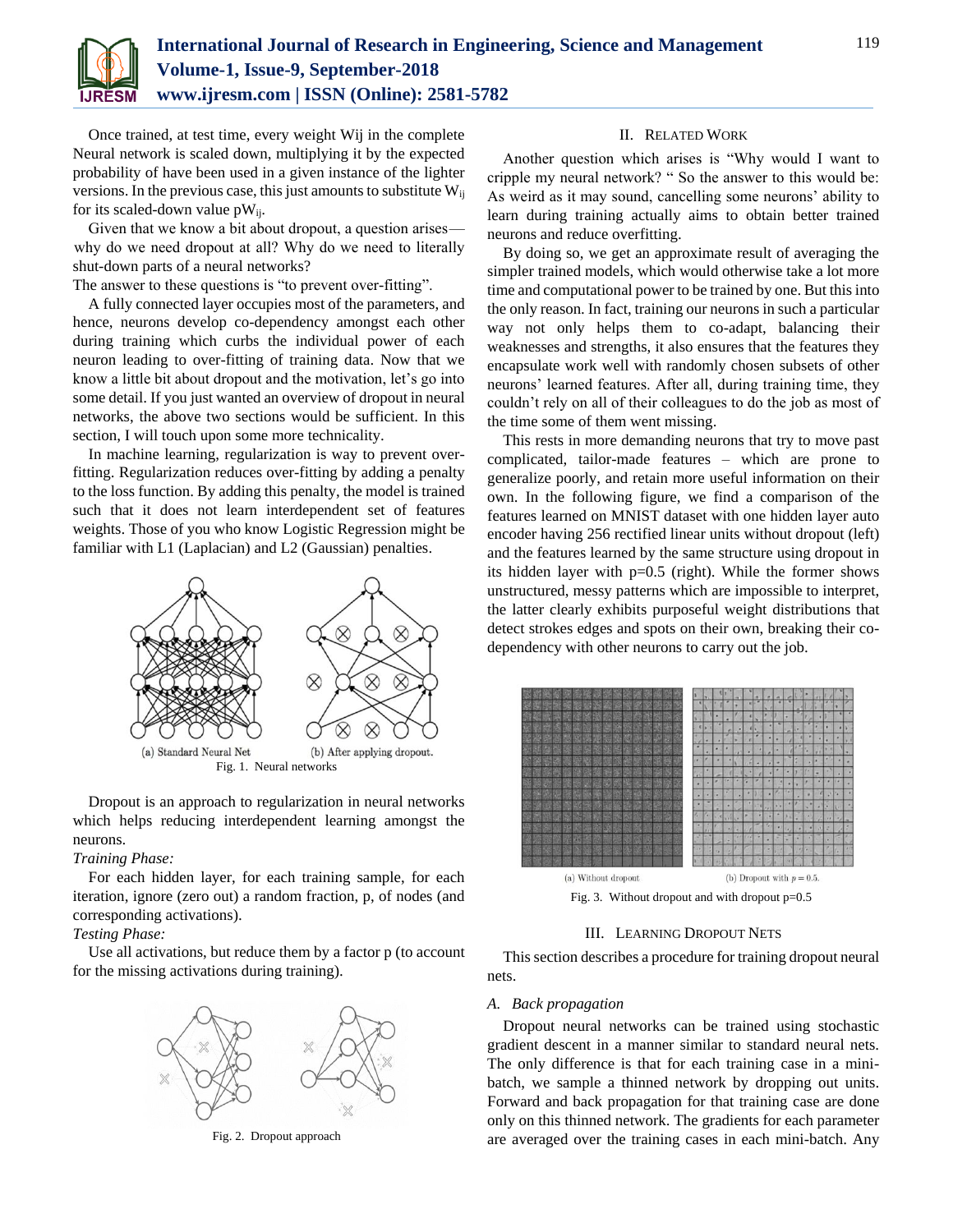Once trained, at test time, every weight Wij in the complete Neural network is scaled down, multiplying it by the expected probability of have been used in a given instance of the lighter versions. In the previous case, this just amounts to substitute $W_{ij}$ for its scaled-down value $pW_{ij}$.

Given that we know a bit about dropout, a question arises—why do we need dropout at all? Why do we need to literally shut-down parts of a neural networks?

The answer to these questions is "to prevent over-fitting".

A fully connected layer occupies most of the parameters, and hence, neurons develop co-dependency amongst each other during training which curbs the individual power of each neuron leading to over-fitting of training data. Now that we know a little bit about dropout and the motivation, let's go into some detail. If you just wanted an overview of dropout in neural networks, the above two sections would be sufficient. In this section, I will touch upon some more technicality.

In machine learning, regularization is way to prevent over-fitting. Regularization reduces over-fitting by adding a penalty to the loss function. By adding this penalty, the model is trained such that it does not learn interdependent set of features weights. Those of you who know Logistic Regression might be familiar with L1 (Laplacian) and L2 (Gaussian) penalties.

(a) Standard Neural Net (b) After applying dropout.

Fig. 1. Neural networks

Dropout is an approach to regularization in neural networks which helps reducing interdependent learning amongst the neurons.

*Training Phase:*

For each hidden layer, for each training sample, for each iteration, ignore (zero out) a random fraction, p, of nodes (and corresponding activations).

*Testing Phase:*

Use all activations, but reduce them by a factor p (to account for the missing activations during training).

Fig. 2. Dropout approach

## II. Related Work

Another question which arises is "Why would I want to cripple my neural network? " So the answer to this would be: As weird as it may sound, cancelling some neurons' ability to learn during training actually aims to obtain better trained neurons and reduce overfitting.

By doing so, we get an approximate result of averaging the simpler trained models, which would otherwise take a lot more time and computational power to be trained by one. But this into the only reason. In fact, training our neurons in such a particular way not only helps them to co-adapt, balancing their weaknesses and strengths, it also ensures that the features they encapsulate work well with randomly chosen subsets of other neurons' learned features. After all, during training time, they couldn't rely on all of their colleagues to do the job as most of the time some of them went missing.

This rests in more demanding neurons that try to move past complicated, tailor-made features – which are prone to generalize poorly, and retain more useful information on their own. In the following figure, we find a comparison of the features learned on MNIST dataset with one hidden layer auto encoder having 256 rectified linear units without dropout (left) and the features learned by the same structure using dropout in its hidden layer with p=0.5 (right). While the former shows unstructured, messy patterns which are impossible to interpret, the latter clearly exhibits purposeful weight distributions that detect strokes edges and spots on their own, breaking their co-dependency with other neurons to carry out the job.

(a) Without dropout (b) Dropout with $p = 0.5$.

Fig. 3. Without dropout and with dropout p=0.5

## III. Learning Dropout Nets

This section describes a procedure for training dropout neural nets.

### A. Back propagation

Dropout neural networks can be trained using stochastic gradient descent in a manner similar to standard neural nets. The only difference is that for each training case in a mini-batch, we sample a thinned network by dropping out units. Forward and back propagation for that training case are done only on this thinned network. The gradients for each parameter are averaged over the training cases in each mini-batch. Any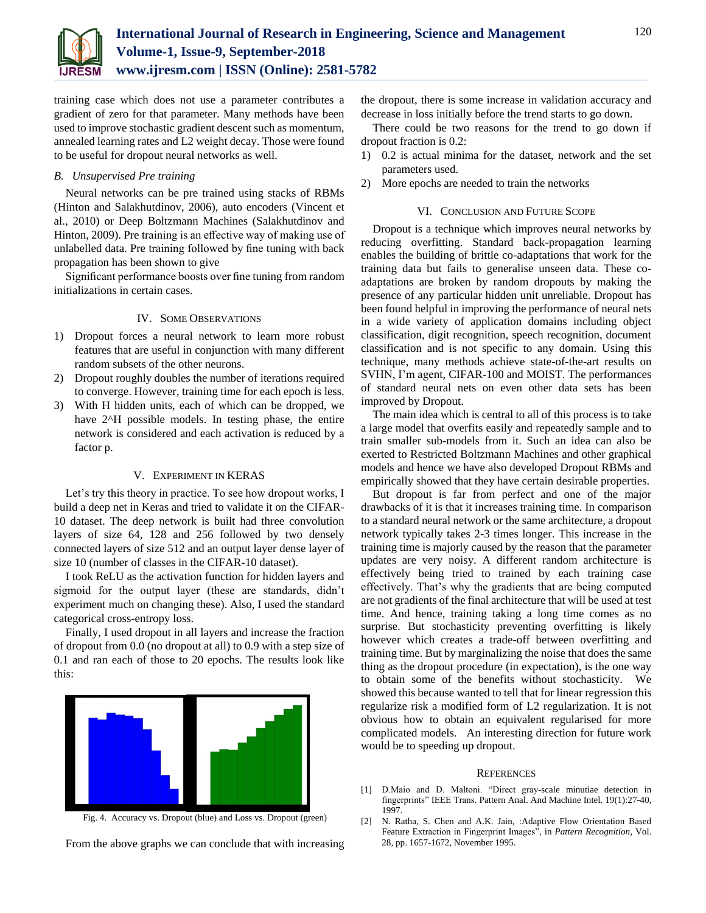training case which does not use a parameter contributes a gradient of zero for that parameter. Many methods have been used to improve stochastic gradient descent such as momentum, annealed learning rates and L2 weight decay. Those were found to be useful for dropout neural networks as well.

### *B. Unsupervised Pre training*

Neural networks can be pre trained using stacks of RBMs (Hinton and Salakhutdinov, 2006), auto encoders (Vincent et al., 2010) or Deep Boltzmann Machines (Salakhutdinov and Hinton, 2009). Pre training is an effective way of making use of unlabelled data. Pre training followed by fine tuning with back propagation has been shown to give

Significant performance boosts over fine tuning from random initializations in certain cases.

## IV. Some Observations

1) Dropout forces a neural network to learn more robust features that are useful in conjunction with many different random subsets of the other neurons.
2) Dropout roughly doubles the number of iterations required to converge. However, training time for each epoch is less.
3) With H hidden units, each of which can be dropped, we have 2^H possible models. In testing phase, the entire network is considered and each activation is reduced by a factor p.

## V. Experiment in KERAS

Let's try this theory in practice. To see how dropout works, I build a deep net in Keras and tried to validate it on the CIFAR-10 dataset. The deep network is built had three convolution layers of size 64, 128 and 256 followed by two densely connected layers of size 512 and an output layer dense layer of size 10 (number of classes in the CIFAR-10 dataset).

I took ReLU as the activation function for hidden layers and sigmoid for the output layer (these are standards, didn't experiment much on changing these). Also, I used the standard categorical cross-entropy loss.

Finally, I used dropout in all layers and increase the fraction of dropout from 0.0 (no dropout at all) to 0.9 with a step size of 0.1 and ran each of those to 20 epochs. The results look like this:

Fig. 4. Accuracy vs. Dropout (blue) and Loss vs. Dropout (green)

From the above graphs we can conclude that with increasing the dropout, there is some increase in validation accuracy and decrease in loss initially before the trend starts to go down.

There could be two reasons for the trend to go down if dropout fraction is 0.2:

1) 0.2 is actual minima for the dataset, network and the set parameters used.
2) More epochs are needed to train the networks

## VI. Conclusion and Future Scope

Dropout is a technique which improves neural networks by reducing overfitting. Standard back-propagation learning enables the building of brittle co-adaptations that work for the training data but fails to generalise unseen data. These co-adaptations are broken by random dropouts by making the presence of any particular hidden unit unreliable. Dropout has been found helpful in improving the performance of neural nets in a wide variety of application domains including object classification, digit recognition, speech recognition, document classification and is not specific to any domain. Using this technique, many methods achieve state-of-the-art results on SVHN, I'm agent, CIFAR-100 and MOIST. The performances of standard neural nets on even other data sets has been improved by Dropout.

The main idea which is central to all of this process is to take a large model that overfits easily and repeatedly sample and to train smaller sub-models from it. Such an idea can also be exerted to Restricted Boltzmann Machines and other graphical models and hence we have also developed Dropout RBMs and empirically showed that they have certain desirable properties.

But dropout is far from perfect and one of the major drawbacks of it is that it increases training time. In comparison to a standard neural network or the same architecture, a dropout network typically takes 2-3 times longer. This increase in the training time is majorly caused by the reason that the parameter updates are very noisy. A different random architecture is effectively being tried to trained by each training case effectively. That's why the gradients that are being computed are not gradients of the final architecture that will be used at test time. And hence, training taking a long time comes as no surprise. But stochasticity preventing overfitting is likely however which creates a trade-off between overfitting and training time. But by marginalizing the noise that does the same thing as the dropout procedure (in expectation), is the one way to obtain some of the benefits without stochasticity. We showed this because wanted to tell that for linear regression this regularize risk a modified form of L2 regularization. It is not obvious how to obtain an equivalent regularised for more complicated models. An interesting direction for future work would be to speeding up dropout.

## References

[1] D.Maio and D. Maltoni. "Direct gray-scale minutiae detection in fingerprints" IEEE Trans. Pattern Anal. And Machine Intel. 19(1):27-40, 1997.

[2] N. Ratha, S. Chen and A.K. Jain, :Adaptive Flow Orientation Based Feature Extraction in Fingerprint Images", in *Pattern Recognition*, Vol. 28, pp. 1657-1672, November 1995.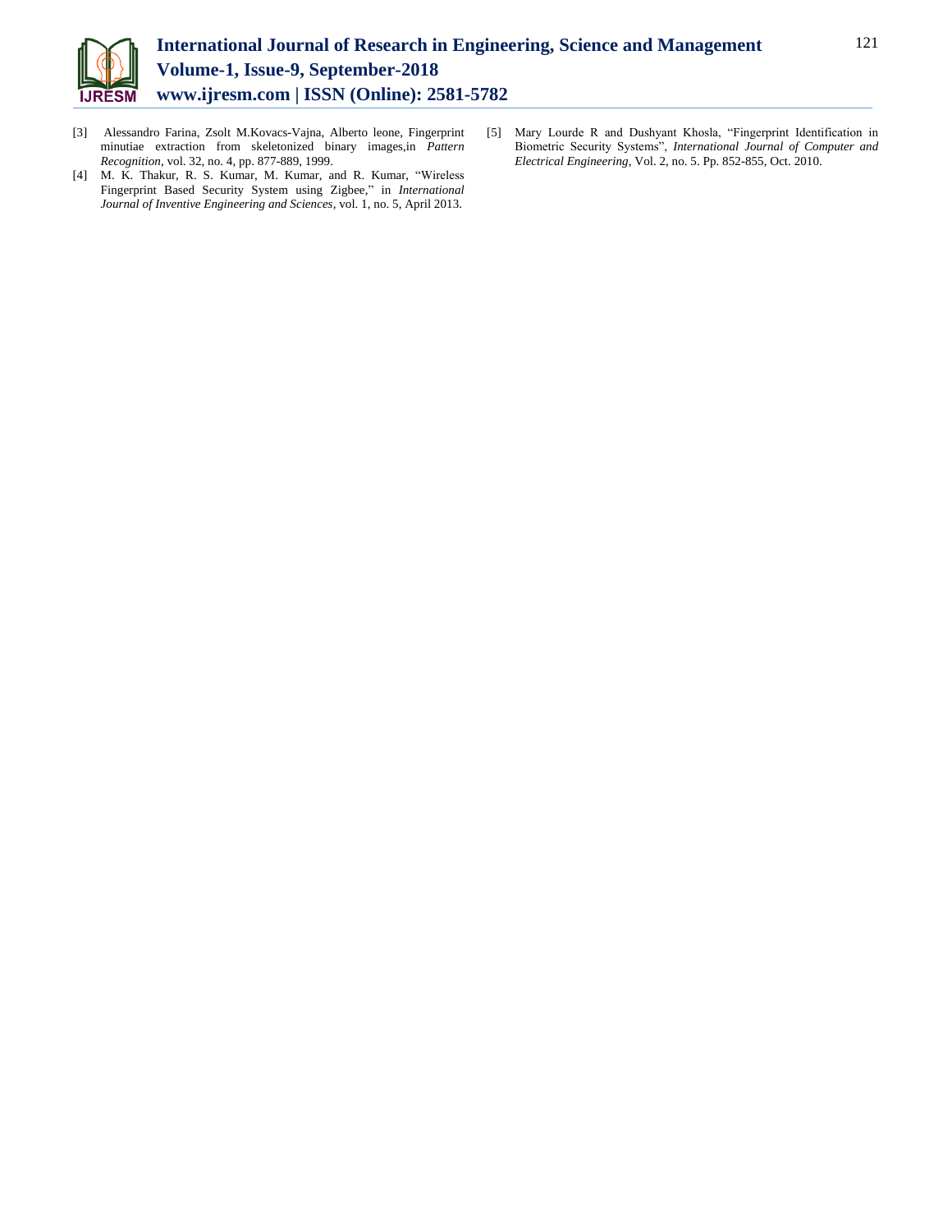[3] Alessandro Farina, Zsolt M.Kovacs-Vajna, Alberto leone, Fingerprint minutiae extraction from skeletonized binary images,in *Pattern Recognition*, vol. 32, no. 4, pp. 877-889, 1999.

[4] M. K. Thakur, R. S. Kumar, M. Kumar, and R. Kumar, "Wireless Fingerprint Based Security System using Zigbee," in *International Journal of Inventive Engineering and Sciences*, vol. 1, no. 5, April 2013.

[5] Mary Lourde R and Dushyant Khosla, "Fingerprint Identification in Biometric Security Systems", *International Journal of Computer and Electrical Engineering*, Vol. 2, no. 5. Pp. 852-855, Oct. 2010.